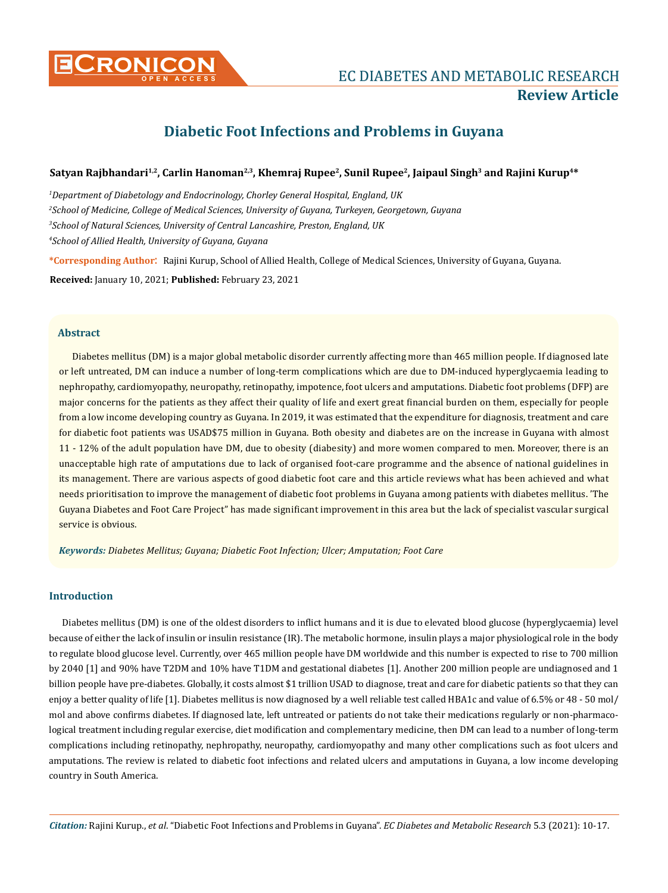# Diabetic Foot Infections and Problems in Guyana

**Satyan Rajbhandari[1,2], Carlin Hanoman[2,3], Khemraj Rupee[2], Sunil Rupee[2], Jaipaul Singh[3] and Rajini Kurup[4]***

[1]*Department of Diabetology and Endocrinology, Chorley General Hospital, England, UK*

[2]*School of Medicine, College of Medical Sciences, University of Guyana, Turkeyen, Georgetown, Guyana*

[3]*School of Natural Sciences, University of Central Lancashire, Preston, England, UK*

[4]*School of Allied Health, University of Guyana, Guyana*

**\*Corresponding Author**: Rajini Kurup, School of Allied Health, College of Medical Sciences, University of Guyana, Guyana.

**Received:** January 10, 2021; **Published:** February 23, 2021

## Abstract

Diabetes mellitus (DM) is a major global metabolic disorder currently affecting more than 465 million people. If diagnosed late or left untreated, DM can induce a number of long-term complications which are due to DM-induced hyperglycaemia leading to nephropathy, cardiomyopathy, neuropathy, retinopathy, impotence, foot ulcers and amputations. Diabetic foot problems (DFP) are major concerns for the patients as they affect their quality of life and exert great financial burden on them, especially for people from a low income developing country as Guyana. In 2019, it was estimated that the expenditure for diagnosis, treatment and care for diabetic foot patients was USAD$75 million in Guyana. Both obesity and diabetes are on the increase in Guyana with almost 11 - 12% of the adult population have DM, due to obesity (diabesity) and more women compared to men. Moreover, there is an unacceptable high rate of amputations due to lack of organised foot-care programme and the absence of national guidelines in its management. There are various aspects of good diabetic foot care and this article reviews what has been achieved and what needs prioritisation to improve the management of diabetic foot problems in Guyana among patients with diabetes mellitus. 'The Guyana Diabetes and Foot Care Project" has made significant improvement in this area but the lack of specialist vascular surgical service is obvious.

***Keywords:*** *Diabetes Mellitus; Guyana; Diabetic Foot Infection; Ulcer; Amputation; Foot Care*

## Introduction

Diabetes mellitus (DM) is one of the oldest disorders to inflict humans and it is due to elevated blood glucose (hyperglycaemia) level because of either the lack of insulin or insulin resistance (IR). The metabolic hormone, insulin plays a major physiological role in the body to regulate blood glucose level. Currently, over 465 million people have DM worldwide and this number is expected to rise to 700 million by 2040 [1] and 90% have T2DM and 10% have T1DM and gestational diabetes [1]. Another 200 million people are undiagnosed and 1 billion people have pre-diabetes. Globally, it costs almost $1 trillion USAD to diagnose, treat and care for diabetic patients so that they can enjoy a better quality of life [1]. Diabetes mellitus is now diagnosed by a well reliable test called HBA1c and value of 6.5% or 48 - 50 mol/mol and above confirms diabetes. If diagnosed late, left untreated or patients do not take their medications regularly or non-pharmacological treatment including regular exercise, diet modification and complementary medicine, then DM can lead to a number of long-term complications including retinopathy, nephropathy, neuropathy, cardiomyopathy and many other complications such as foot ulcers and amputations. The review is related to diabetic foot infections and related ulcers and amputations in Guyana, a low income developing country in South America.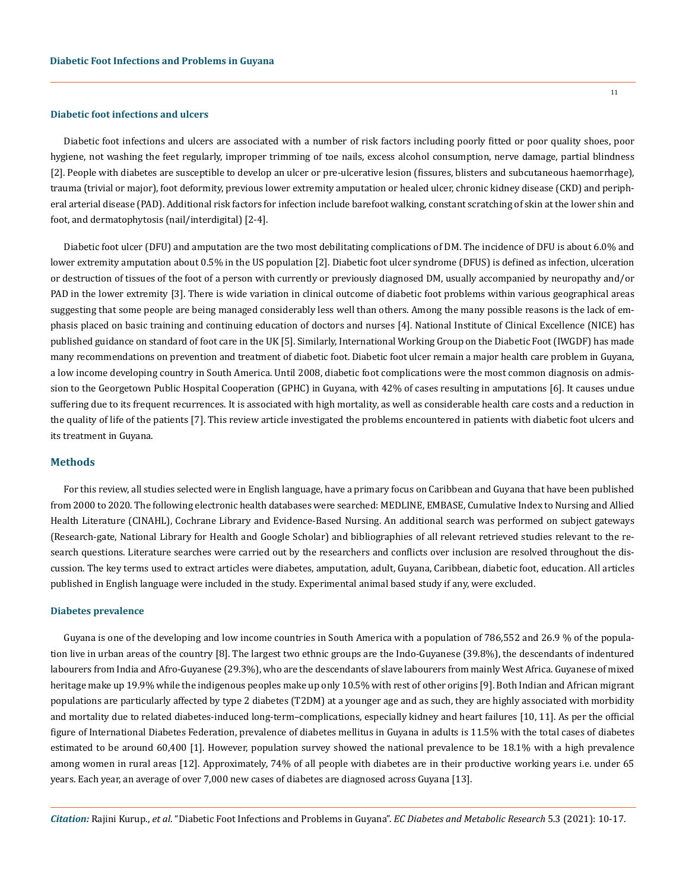### Diabetic foot infections and ulcers

Diabetic foot infections and ulcers are associated with a number of risk factors including poorly fitted or poor quality shoes, poor hygiene, not washing the feet regularly, improper trimming of toe nails, excess alcohol consumption, nerve damage, partial blindness [2]. People with diabetes are susceptible to develop an ulcer or pre-ulcerative lesion (fissures, blisters and subcutaneous haemorrhage), trauma (trivial or major), foot deformity, previous lower extremity amputation or healed ulcer, chronic kidney disease (CKD) and peripheral arterial disease (PAD). Additional risk factors for infection include barefoot walking, constant scratching of skin at the lower shin and foot, and dermatophytosis (nail/interdigital) [2-4].

Diabetic foot ulcer (DFU) and amputation are the two most debilitating complications of DM. The incidence of DFU is about 6.0% and lower extremity amputation about 0.5% in the US population [2]. Diabetic foot ulcer syndrome (DFUS) is defined as infection, ulceration or destruction of tissues of the foot of a person with currently or previously diagnosed DM, usually accompanied by neuropathy and/or PAD in the lower extremity [3]. There is wide variation in clinical outcome of diabetic foot problems within various geographical areas suggesting that some people are being managed considerably less well than others. Among the many possible reasons is the lack of emphasis placed on basic training and continuing education of doctors and nurses [4]. National Institute of Clinical Excellence (NICE) has published guidance on standard of foot care in the UK [5]. Similarly, International Working Group on the Diabetic Foot (IWGDF) has made many recommendations on prevention and treatment of diabetic foot. Diabetic foot ulcer remain a major health care problem in Guyana, a low income developing country in South America. Until 2008, diabetic foot complications were the most common diagnosis on admission to the Georgetown Public Hospital Cooperation (GPHC) in Guyana, with 42% of cases resulting in amputations [6]. It causes undue suffering due to its frequent recurrences. It is associated with high mortality, as well as considerable health care costs and a reduction in the quality of life of the patients [7]. This review article investigated the problems encountered in patients with diabetic foot ulcers and its treatment in Guyana.

## Methods

For this review, all studies selected were in English language, have a primary focus on Caribbean and Guyana that have been published from 2000 to 2020. The following electronic health databases were searched: MEDLINE, EMBASE, Cumulative Index to Nursing and Allied Health Literature (CINAHL), Cochrane Library and Evidence-Based Nursing. An additional search was performed on subject gateways (Research-gate, National Library for Health and Google Scholar) and bibliographies of all relevant retrieved studies relevant to the research questions. Literature searches were carried out by the researchers and conflicts over inclusion are resolved throughout the discussion. The key terms used to extract articles were diabetes, amputation, adult, Guyana, Caribbean, diabetic foot, education. All articles published in English language were included in the study. Experimental animal based study if any, were excluded.

### Diabetes prevalence

Guyana is one of the developing and low income countries in South America with a population of 786,552 and 26.9 % of the population live in urban areas of the country [8]. The largest two ethnic groups are the Indo-Guyanese (39.8%), the descendants of indentured labourers from India and Afro-Guyanese (29.3%), who are the descendants of slave labourers from mainly West Africa. Guyanese of mixed heritage make up 19.9% while the indigenous peoples make up only 10.5% with rest of other origins [9]. Both Indian and African migrant populations are particularly affected by type 2 diabetes (T2DM) at a younger age and as such, they are highly associated with morbidity and mortality due to related diabetes-induced long-term–complications, especially kidney and heart failures [10, 11]. As per the official figure of International Diabetes Federation, prevalence of diabetes mellitus in Guyana in adults is 11.5% with the total cases of diabetes estimated to be around 60,400 [1]. However, population survey showed the national prevalence to be 18.1% with a high prevalence among women in rural areas [12]. Approximately, 74% of all people with diabetes are in their productive working years i.e. under 65 years. Each year, an average of over 7,000 new cases of diabetes are diagnosed across Guyana [13].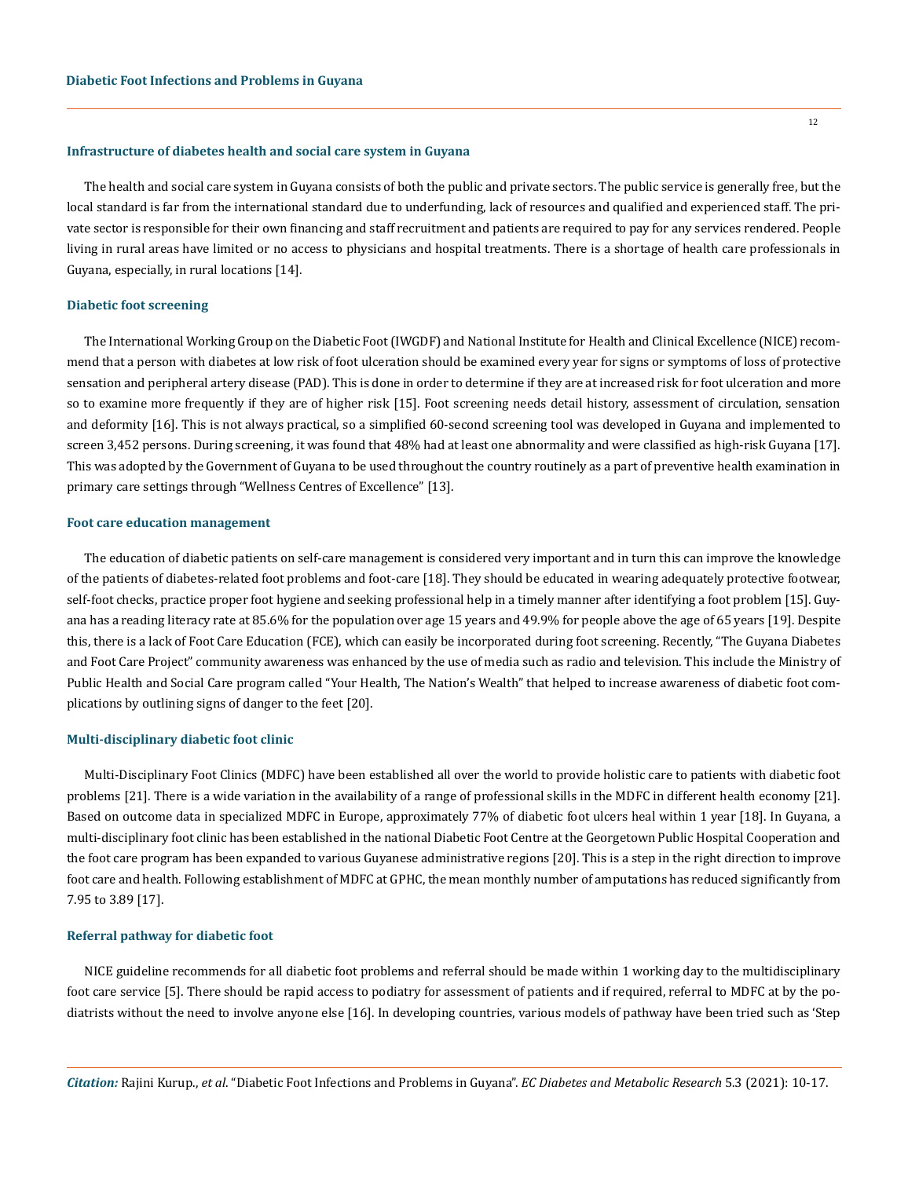### Infrastructure of diabetes health and social care system in Guyana

The health and social care system in Guyana consists of both the public and private sectors. The public service is generally free, but the local standard is far from the international standard due to underfunding, lack of resources and qualified and experienced staff. The private sector is responsible for their own financing and staff recruitment and patients are required to pay for any services rendered. People living in rural areas have limited or no access to physicians and hospital treatments. There is a shortage of health care professionals in Guyana, especially, in rural locations [14].

### Diabetic foot screening

The International Working Group on the Diabetic Foot (IWGDF) and National Institute for Health and Clinical Excellence (NICE) recommend that a person with diabetes at low risk of foot ulceration should be examined every year for signs or symptoms of loss of protective sensation and peripheral artery disease (PAD). This is done in order to determine if they are at increased risk for foot ulceration and more so to examine more frequently if they are of higher risk [15]. Foot screening needs detail history, assessment of circulation, sensation and deformity [16]. This is not always practical, so a simplified 60-second screening tool was developed in Guyana and implemented to screen 3,452 persons. During screening, it was found that 48% had at least one abnormality and were classified as high-risk Guyana [17]. This was adopted by the Government of Guyana to be used throughout the country routinely as a part of preventive health examination in primary care settings through "Wellness Centres of Excellence" [13].

### Foot care education management

The education of diabetic patients on self-care management is considered very important and in turn this can improve the knowledge of the patients of diabetes-related foot problems and foot-care [18]. They should be educated in wearing adequately protective footwear, self-foot checks, practice proper foot hygiene and seeking professional help in a timely manner after identifying a foot problem [15]. Guyana has a reading literacy rate at 85.6% for the population over age 15 years and 49.9% for people above the age of 65 years [19]. Despite this, there is a lack of Foot Care Education (FCE), which can easily be incorporated during foot screening. Recently, "The Guyana Diabetes and Foot Care Project" community awareness was enhanced by the use of media such as radio and television. This include the Ministry of Public Health and Social Care program called "Your Health, The Nation's Wealth" that helped to increase awareness of diabetic foot complications by outlining signs of danger to the feet [20].

### Multi-disciplinary diabetic foot clinic

Multi-Disciplinary Foot Clinics (MDFC) have been established all over the world to provide holistic care to patients with diabetic foot problems [21]. There is a wide variation in the availability of a range of professional skills in the MDFC in different health economy [21]. Based on outcome data in specialized MDFC in Europe, approximately 77% of diabetic foot ulcers heal within 1 year [18]. In Guyana, a multi-disciplinary foot clinic has been established in the national Diabetic Foot Centre at the Georgetown Public Hospital Cooperation and the foot care program has been expanded to various Guyanese administrative regions [20]. This is a step in the right direction to improve foot care and health. Following establishment of MDFC at GPHC, the mean monthly number of amputations has reduced significantly from 7.95 to 3.89 [17].

### Referral pathway for diabetic foot

NICE guideline recommends for all diabetic foot problems and referral should be made within 1 working day to the multidisciplinary foot care service [5]. There should be rapid access to podiatry for assessment of patients and if required, referral to MDFC at by the podiatrists without the need to involve anyone else [16]. In developing countries, various models of pathway have been tried such as 'Step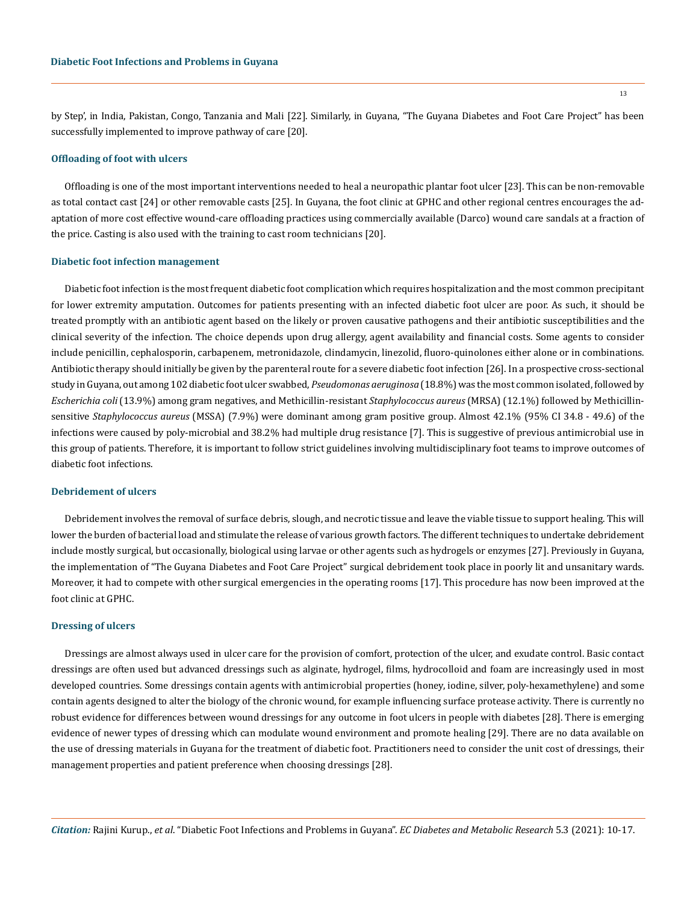by Step', in India, Pakistan, Congo, Tanzania and Mali [22]. Similarly, in Guyana, "The Guyana Diabetes and Foot Care Project" has been successfully implemented to improve pathway of care [20].

### Offloading of foot with ulcers

Offloading is one of the most important interventions needed to heal a neuropathic plantar foot ulcer [23]. This can be non-removable as total contact cast [24] or other removable casts [25]. In Guyana, the foot clinic at GPHC and other regional centres encourages the adaptation of more cost effective wound-care offloading practices using commercially available (Darco) wound care sandals at a fraction of the price. Casting is also used with the training to cast room technicians [20].

### Diabetic foot infection management

Diabetic foot infection is the most frequent diabetic foot complication which requires hospitalization and the most common precipitant for lower extremity amputation. Outcomes for patients presenting with an infected diabetic foot ulcer are poor. As such, it should be treated promptly with an antibiotic agent based on the likely or proven causative pathogens and their antibiotic susceptibilities and the clinical severity of the infection. The choice depends upon drug allergy, agent availability and financial costs. Some agents to consider include penicillin, cephalosporin, carbapenem, metronidazole, clindamycin, linezolid, fluoro-quinolones either alone or in combinations. Antibiotic therapy should initially be given by the parenteral route for a severe diabetic foot infection [26]. In a prospective cross-sectional study in Guyana, out among 102 diabetic foot ulcer swabbed, *Pseudomonas aeruginosa* (18.8%) was the most common isolated, followed by *Escherichia coli* (13.9%) among gram negatives, and Methicillin-resistant *Staphylococcus aureus* (MRSA) (12.1%) followed by Methicillin-sensitive *Staphylococcus aureus* (MSSA) (7.9%) were dominant among gram positive group. Almost 42.1% (95% CI 34.8 - 49.6) of the infections were caused by poly-microbial and 38.2% had multiple drug resistance [7]. This is suggestive of previous antimicrobial use in this group of patients. Therefore, it is important to follow strict guidelines involving multidisciplinary foot teams to improve outcomes of diabetic foot infections.

### Debridement of ulcers

Debridement involves the removal of surface debris, slough, and necrotic tissue and leave the viable tissue to support healing. This will lower the burden of bacterial load and stimulate the release of various growth factors. The different techniques to undertake debridement include mostly surgical, but occasionally, biological using larvae or other agents such as hydrogels or enzymes [27]. Previously in Guyana, the implementation of "The Guyana Diabetes and Foot Care Project" surgical debridement took place in poorly lit and unsanitary wards. Moreover, it had to compete with other surgical emergencies in the operating rooms [17]. This procedure has now been improved at the foot clinic at GPHC.

### Dressing of ulcers

Dressings are almost always used in ulcer care for the provision of comfort, protection of the ulcer, and exudate control. Basic contact dressings are often used but advanced dressings such as alginate, hydrogel, films, hydrocolloid and foam are increasingly used in most developed countries. Some dressings contain agents with antimicrobial properties (honey, iodine, silver, poly-hexamethylene) and some contain agents designed to alter the biology of the chronic wound, for example influencing surface protease activity. There is currently no robust evidence for differences between wound dressings for any outcome in foot ulcers in people with diabetes [28]. There is emerging evidence of newer types of dressing which can modulate wound environment and promote healing [29]. There are no data available on the use of dressing materials in Guyana for the treatment of diabetic foot. Practitioners need to consider the unit cost of dressings, their management properties and patient preference when choosing dressings [28].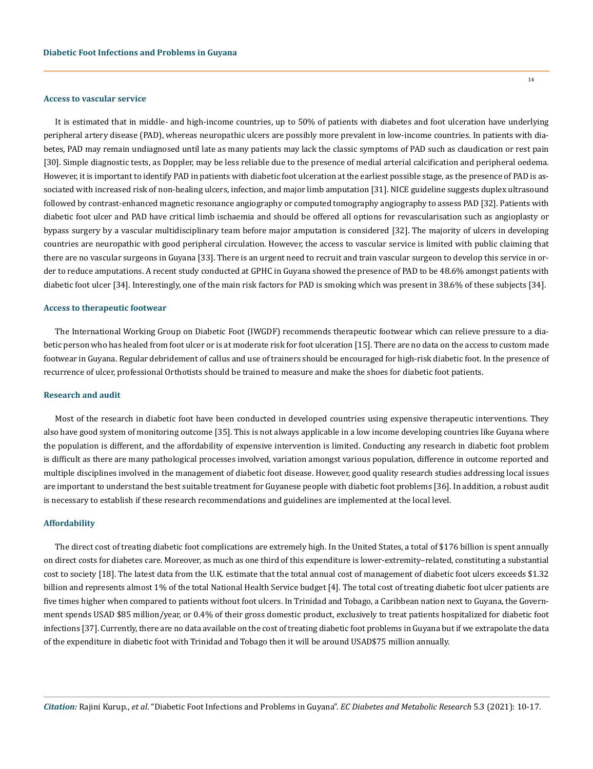### Access to vascular service

It is estimated that in middle- and high-income countries, up to 50% of patients with diabetes and foot ulceration have underlying peripheral artery disease (PAD), whereas neuropathic ulcers are possibly more prevalent in low-income countries. In patients with diabetes, PAD may remain undiagnosed until late as many patients may lack the classic symptoms of PAD such as claudication or rest pain [30]. Simple diagnostic tests, as Doppler, may be less reliable due to the presence of medial arterial calcification and peripheral oedema. However, it is important to identify PAD in patients with diabetic foot ulceration at the earliest possible stage, as the presence of PAD is associated with increased risk of non-healing ulcers, infection, and major limb amputation [31]. NICE guideline suggests duplex ultrasound followed by contrast-enhanced magnetic resonance angiography or computed tomography angiography to assess PAD [32]. Patients with diabetic foot ulcer and PAD have critical limb ischaemia and should be offered all options for revascularisation such as angioplasty or bypass surgery by a vascular multidisciplinary team before major amputation is considered [32]. The majority of ulcers in developing countries are neuropathic with good peripheral circulation. However, the access to vascular service is limited with public claiming that there are no vascular surgeons in Guyana [33]. There is an urgent need to recruit and train vascular surgeon to develop this service in order to reduce amputations. A recent study conducted at GPHC in Guyana showed the presence of PAD to be 48.6% amongst patients with diabetic foot ulcer [34]. Interestingly, one of the main risk factors for PAD is smoking which was present in 38.6% of these subjects [34].

### Access to therapeutic footwear

The International Working Group on Diabetic Foot (IWGDF) recommends therapeutic footwear which can relieve pressure to a diabetic person who has healed from foot ulcer or is at moderate risk for foot ulceration [15]. There are no data on the access to custom made footwear in Guyana. Regular debridement of callus and use of trainers should be encouraged for high-risk diabetic foot. In the presence of recurrence of ulcer, professional Orthotists should be trained to measure and make the shoes for diabetic foot patients.

### Research and audit

Most of the research in diabetic foot have been conducted in developed countries using expensive therapeutic interventions. They also have good system of monitoring outcome [35]. This is not always applicable in a low income developing countries like Guyana where the population is different, and the affordability of expensive intervention is limited. Conducting any research in diabetic foot problem is difficult as there are many pathological processes involved, variation amongst various population, difference in outcome reported and multiple disciplines involved in the management of diabetic foot disease. However, good quality research studies addressing local issues are important to understand the best suitable treatment for Guyanese people with diabetic foot problems [36]. In addition, a robust audit is necessary to establish if these research recommendations and guidelines are implemented at the local level.

### Affordability

The direct cost of treating diabetic foot complications are extremely high. In the United States, a total of $176 billion is spent annually on direct costs for diabetes care. Moreover, as much as one third of this expenditure is lower-extremity–related, constituting a substantial cost to society [18]. The latest data from the U.K. estimate that the total annual cost of management of diabetic foot ulcers exceeds $1.32 billion and represents almost 1% of the total National Health Service budget [4]. The total cost of treating diabetic foot ulcer patients are five times higher when compared to patients without foot ulcers. In Trinidad and Tobago, a Caribbean nation next to Guyana, the Government spends USAD $85 million/year, or 0.4% of their gross domestic product, exclusively to treat patients hospitalized for diabetic foot infections [37]. Currently, there are no data available on the cost of treating diabetic foot problems in Guyana but if we extrapolate the data of the expenditure in diabetic foot with Trinidad and Tobago then it will be around USAD$75 million annually.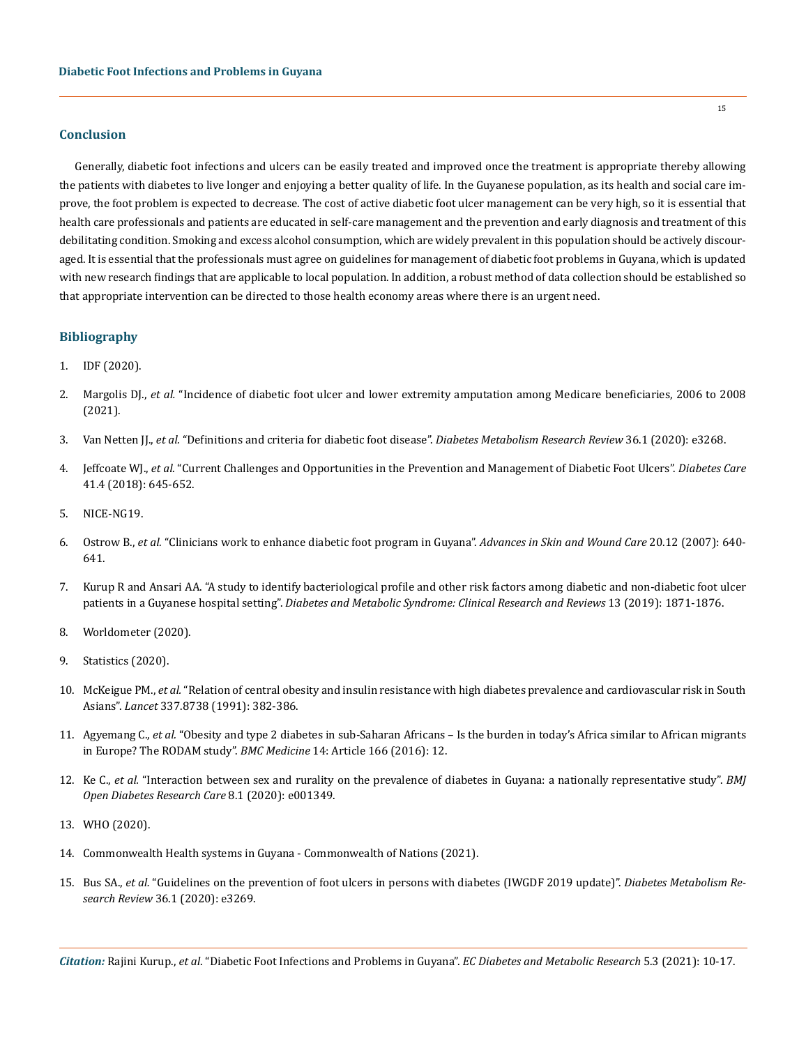## Conclusion

Generally, diabetic foot infections and ulcers can be easily treated and improved once the treatment is appropriate thereby allowing the patients with diabetes to live longer and enjoying a better quality of life. In the Guyanese population, as its health and social care improve, the foot problem is expected to decrease. The cost of active diabetic foot ulcer management can be very high, so it is essential that health care professionals and patients are educated in self-care management and the prevention and early diagnosis and treatment of this debilitating condition. Smoking and excess alcohol consumption, which are widely prevalent in this population should be actively discouraged. It is essential that the professionals must agree on guidelines for management of diabetic foot problems in Guyana, which is updated with new research findings that are applicable to local population. In addition, a robust method of data collection should be established so that appropriate intervention can be directed to those health economy areas where there is an urgent need.

## Bibliography

1. IDF (2020).
2. Margolis DJ., *et al.* "Incidence of diabetic foot ulcer and lower extremity amputation among Medicare beneficiaries, 2006 to 2008 (2021).
3. Van Netten JJ., *et al.* "Definitions and criteria for diabetic foot disease". *Diabetes Metabolism Research Review* 36.1 (2020): e3268.
4. Jeffcoate WJ., *et al.* "Current Challenges and Opportunities in the Prevention and Management of Diabetic Foot Ulcers". *Diabetes Care* 41.4 (2018): 645-652.
5. NICE-NG19.
6. Ostrow B., *et al.* "Clinicians work to enhance diabetic foot program in Guyana". *Advances in Skin and Wound Care* 20.12 (2007): 640-641.
7. Kurup R and Ansari AA. "A study to identify bacteriological profile and other risk factors among diabetic and non-diabetic foot ulcer patients in a Guyanese hospital setting". *Diabetes and Metabolic Syndrome: Clinical Research and Reviews* 13 (2019): 1871-1876.
8. Worldometer (2020).
9. Statistics (2020).
10. McKeigue PM., *et al.* "Relation of central obesity and insulin resistance with high diabetes prevalence and cardiovascular risk in South Asians". *Lancet* 337.8738 (1991): 382-386.
11. Agyemang C., *et al.* "Obesity and type 2 diabetes in sub-Saharan Africans – Is the burden in today's Africa similar to African migrants in Europe? The RODAM study". *BMC Medicine* 14: Article 166 (2016): 12.
12. Ke C., *et al.* "Interaction between sex and rurality on the prevalence of diabetes in Guyana: a nationally representative study". *BMJ Open Diabetes Research Care* 8.1 (2020): e001349.
13. WHO (2020).
14. Commonwealth Health systems in Guyana - Commonwealth of Nations (2021).
15. Bus SA., *et al.* "Guidelines on the prevention of foot ulcers in persons with diabetes (IWGDF 2019 update)". *Diabetes Metabolism Research Review* 36.1 (2020): e3269.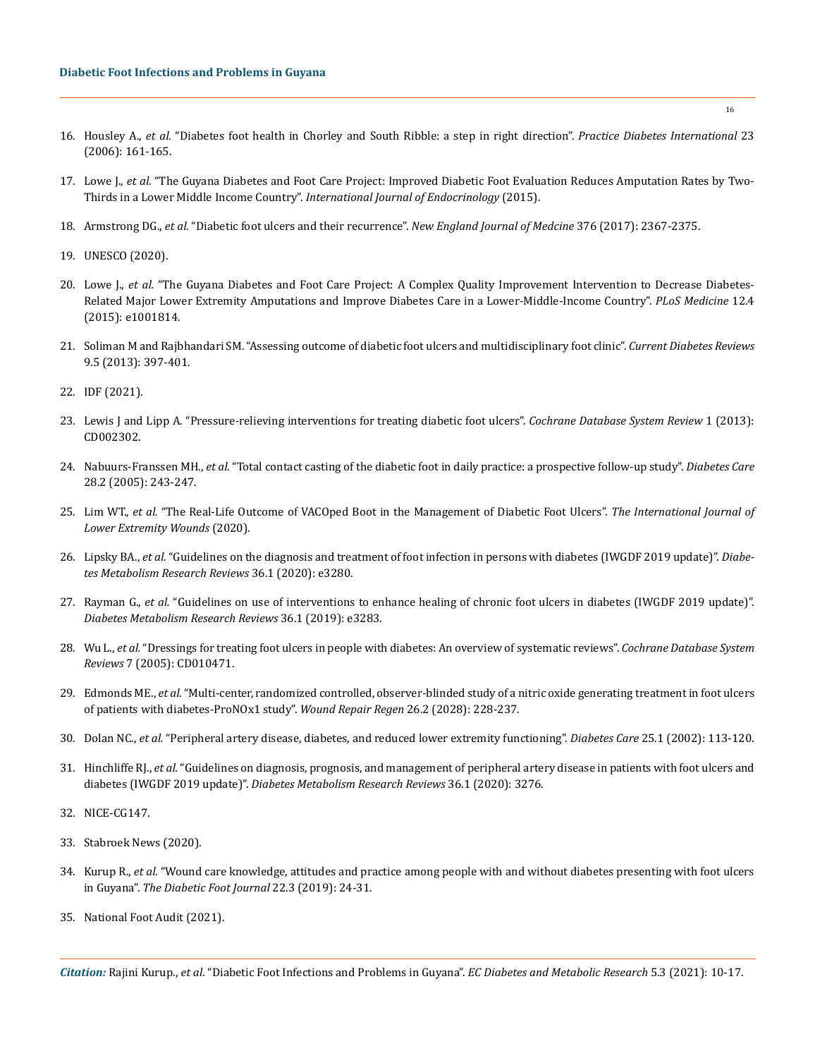16. Housley A., *et al.* "Diabetes foot health in Chorley and South Ribble: a step in right direction". *Practice Diabetes International* 23 (2006): 161-165.

17. Lowe J., *et al.* "The Guyana Diabetes and Foot Care Project: Improved Diabetic Foot Evaluation Reduces Amputation Rates by Two-Thirds in a Lower Middle Income Country". *International Journal of Endocrinology* (2015).

18. Armstrong DG., *et al.* "Diabetic foot ulcers and their recurrence". *New England Journal of Medcine* 376 (2017): 2367-2375.

19. UNESCO (2020).

20. Lowe J., *et al.* "The Guyana Diabetes and Foot Care Project: A Complex Quality Improvement Intervention to Decrease Diabetes-Related Major Lower Extremity Amputations and Improve Diabetes Care in a Lower-Middle-Income Country". *PLoS Medicine* 12.4 (2015): e1001814.

21. Soliman M and Rajbhandari SM. "Assessing outcome of diabetic foot ulcers and multidisciplinary foot clinic". *Current Diabetes Reviews* 9.5 (2013): 397-401.

22. IDF (2021).

23. Lewis J and Lipp A. "Pressure-relieving interventions for treating diabetic foot ulcers". *Cochrane Database System Review* 1 (2013): CD002302.

24. Nabuurs-Franssen MH., *et al.* "Total contact casting of the diabetic foot in daily practice: a prospective follow-up study". *Diabetes Care* 28.2 (2005): 243-247.

25. Lim WT., *et al.* "The Real-Life Outcome of VACOped Boot in the Management of Diabetic Foot Ulcers". *The International Journal of Lower Extremity Wounds* (2020).

26. Lipsky BA., *et al.* "Guidelines on the diagnosis and treatment of foot infection in persons with diabetes (IWGDF 2019 update)". *Diabetes Metabolism Research Reviews* 36.1 (2020): e3280.

27. Rayman G., *et al.* "Guidelines on use of interventions to enhance healing of chronic foot ulcers in diabetes (IWGDF 2019 update)". *Diabetes Metabolism Research Reviews* 36.1 (2019): e3283.

28. Wu L., *et al.* "Dressings for treating foot ulcers in people with diabetes: An overview of systematic reviews". *Cochrane Database System Reviews* 7 (2005): CD010471.

29. Edmonds ME., *et al.* "Multi-center, randomized controlled, observer-blinded study of a nitric oxide generating treatment in foot ulcers of patients with diabetes-ProNOx1 study". *Wound Repair Regen* 26.2 (2028): 228-237.

30. Dolan NC., *et al.* "Peripheral artery disease, diabetes, and reduced lower extremity functioning". *Diabetes Care* 25.1 (2002): 113-120.

31. Hinchliffe RJ., *et al.* "Guidelines on diagnosis, prognosis, and management of peripheral artery disease in patients with foot ulcers and diabetes (IWGDF 2019 update)". *Diabetes Metabolism Research Reviews* 36.1 (2020): 3276.

32. NICE-CG147.

33. Stabroek News (2020).

34. Kurup R., *et al.* "Wound care knowledge, attitudes and practice among people with and without diabetes presenting with foot ulcers in Guyana". *The Diabetic Foot Journal* 22.3 (2019): 24-31.

35. National Foot Audit (2021).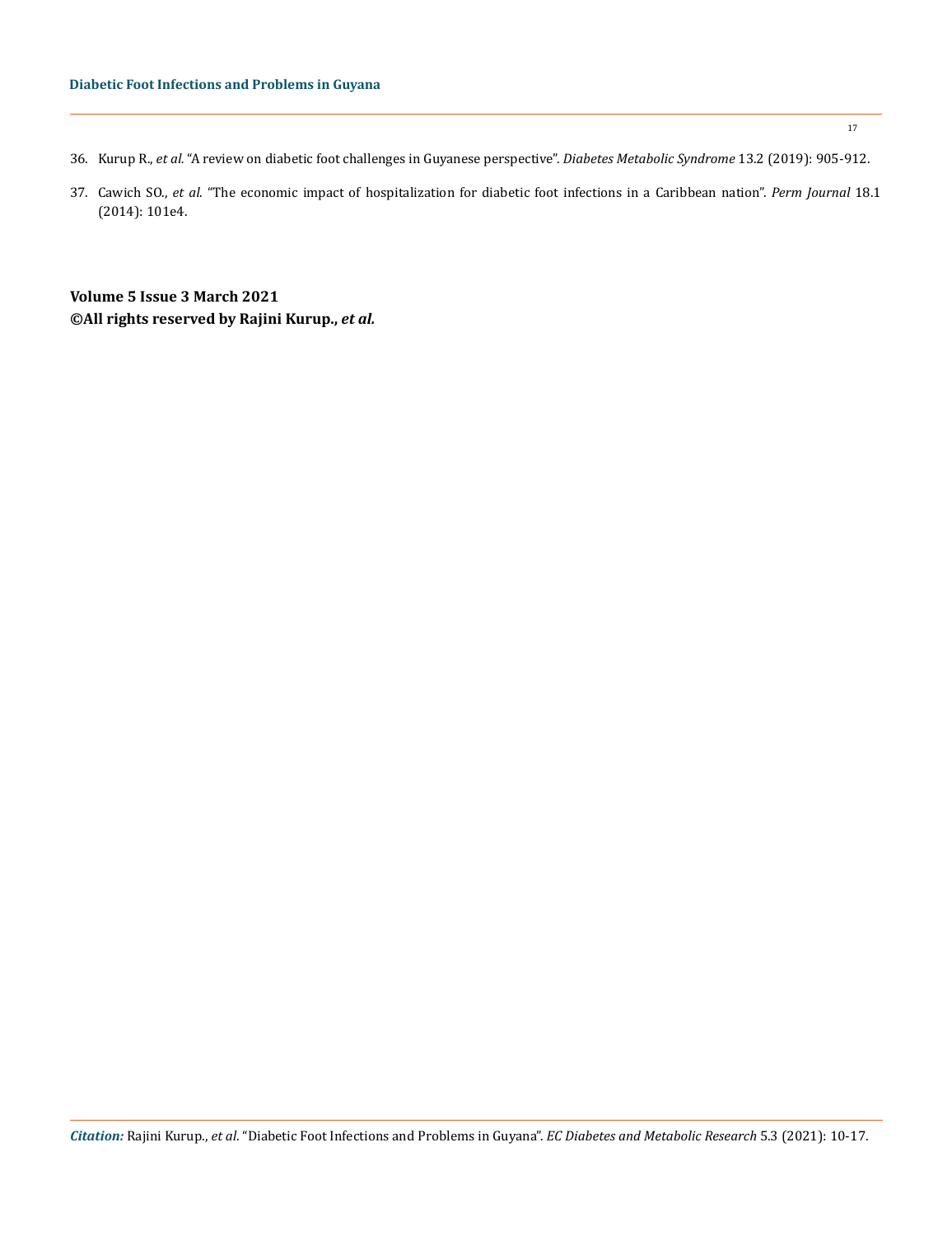36. Kurup R., *et al.* "A review on diabetic foot challenges in Guyanese perspective". *Diabetes Metabolic Syndrome* 13.2 (2019): 905-912.

37. Cawich SO., *et al.* "The economic impact of hospitalization for diabetic foot infections in a Caribbean nation". *Perm Journal* 18.1 (2014): 101e4.

**Volume 5 Issue 3 March 2021**
**©All rights reserved by Rajini Kurup., *et al.***